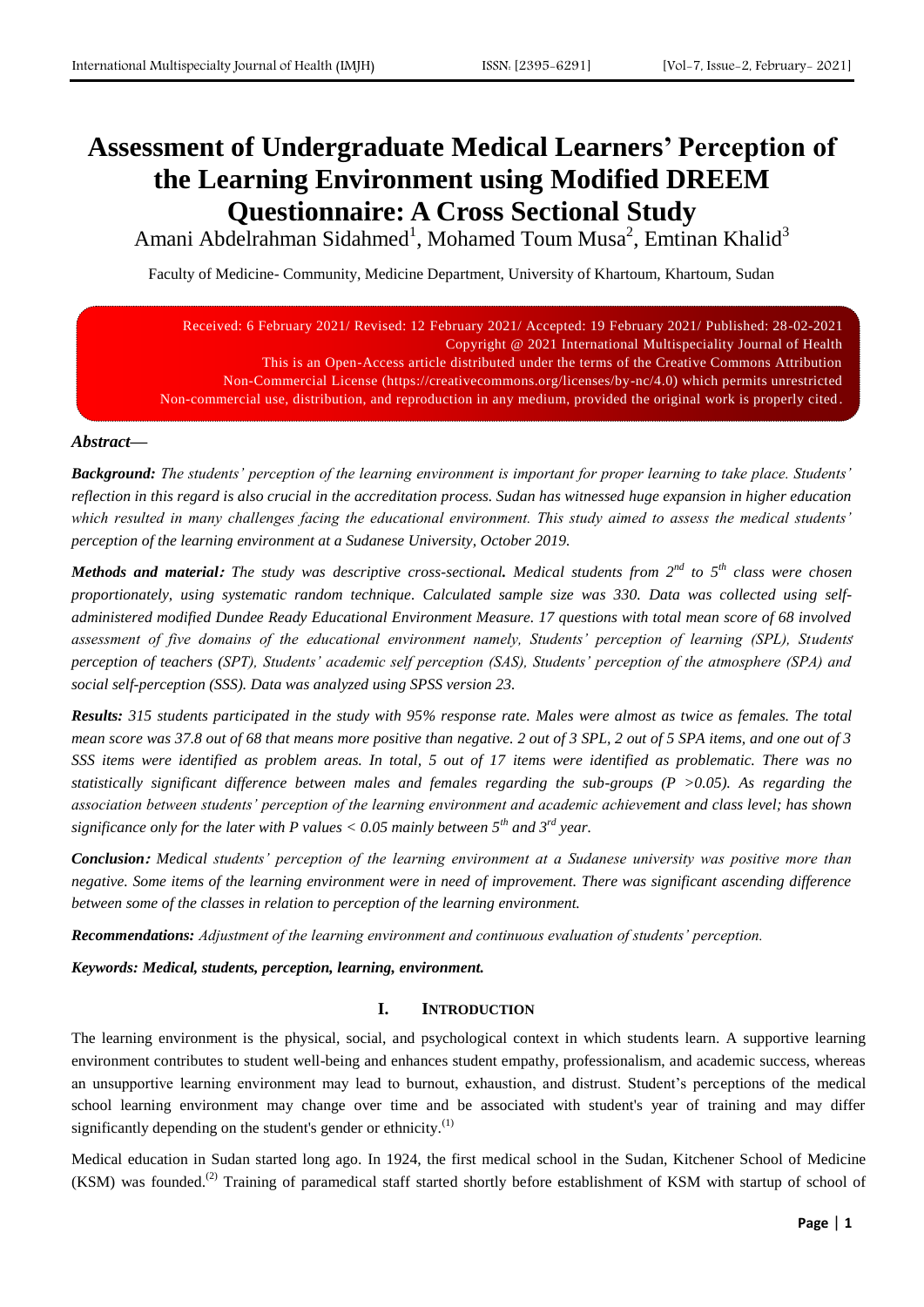# Assessment of Undergraduate Medical Learners' Perception of the Learning Environment using Modified DREEM Questionnaire: A Cross Sectional Study

Amani Abdelrahman Sidahmed[1], Mohamed Toum Musa[2], Emtinan Khalid[3]

Faculty of Medicine- Community, Medicine Department, University of Khartoum, Khartoum, Sudan

Received: 6 February 2021/ Revised: 12 February 2021/ Accepted: 19 February 2021/ Published: 28-02-2021
Copyright @ 2021 International Multispeciality Journal of Health
This is an Open-Access article distributed under the terms of the Creative Commons Attribution Non-Commercial License (https://creativecommons.org/licenses/by-nc/4.0) which permits unrestricted Non-commercial use, distribution, and reproduction in any medium, provided the original work is properly cited.

***Abstract—***

***Background:*** *The students' perception of the learning environment is important for proper learning to take place. Students' reflection in this regard is also crucial in the accreditation process. Sudan has witnessed huge expansion in higher education which resulted in many challenges facing the educational environment. This study aimed to assess the medical students' perception of the learning environment at a Sudanese University, October 2019.*

***Methods and material:*** *The study was descriptive cross-sectional. Medical students from 2nd to 5th class were chosen proportionately, using systematic random technique. Calculated sample size was 330. Data was collected using self-administered modified Dundee Ready Educational Environment Measure. 17 questions with total mean score of 68 involved assessment of five domains of the educational environment namely, Students' perception of learning (SPL), Students' perception of teachers (SPT), Students' academic self perception (SAS), Students' perception of the atmosphere (SPA) and social self-perception (SSS). Data was analyzed using SPSS version 23.*

***Results:*** *315 students participated in the study with 95% response rate. Males were almost as twice as females. The total mean score was 37.8 out of 68 that means more positive than negative. 2 out of 3 SPL, 2 out of 5 SPA items, and one out of 3 SSS items were identified as problem areas. In total, 5 out of 17 items were identified as problematic. There was no statistically significant difference between males and females regarding the sub-groups (P >0.05). As regarding the association between students' perception of the learning environment and academic achievement and class level; has shown significance only for the later with P values < 0.05 mainly between 5th and 3rd year.*

***Conclusion:*** *Medical students' perception of the learning environment at a Sudanese university was positive more than negative. Some items of the learning environment were in need of improvement. There was significant ascending difference between some of the classes in relation to perception of the learning environment.*

***Recommendations:*** *Adjustment of the learning environment and continuous evaluation of students' perception.*

***Keywords: Medical, students, perception, learning, environment.***

## I. INTRODUCTION

The learning environment is the physical, social, and psychological context in which students learn. A supportive learning environment contributes to student well-being and enhances student empathy, professionalism, and academic success, whereas an unsupportive learning environment may lead to burnout, exhaustion, and distrust. Student's perceptions of the medical school learning environment may change over time and be associated with student's year of training and may differ significantly depending on the student's gender or ethnicity.[1]

Medical education in Sudan started long ago. In 1924, the first medical school in the Sudan, Kitchener School of Medicine (KSM) was founded.[2] Training of paramedical staff started shortly before establishment of KSM with startup of school of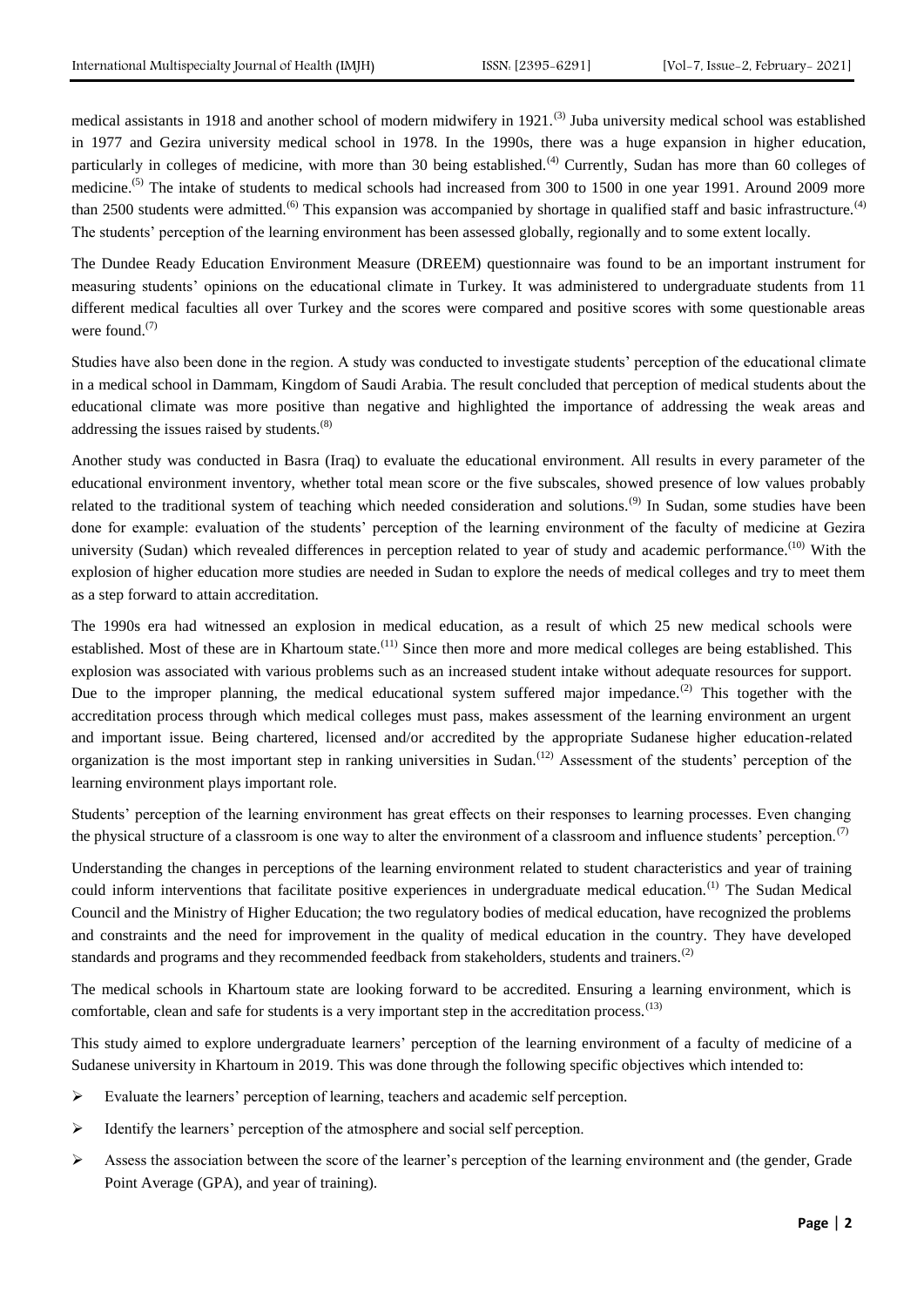medical assistants in 1918 and another school of modern midwifery in 1921.[3] Juba university medical school was established in 1977 and Gezira university medical school in 1978. In the 1990s, there was a huge expansion in higher education, particularly in colleges of medicine, with more than 30 being established.[4] Currently, Sudan has more than 60 colleges of medicine.[5] The intake of students to medical schools had increased from 300 to 1500 in one year 1991. Around 2009 more than 2500 students were admitted.[6] This expansion was accompanied by shortage in qualified staff and basic infrastructure.[4] The students' perception of the learning environment has been assessed globally, regionally and to some extent locally.

The Dundee Ready Education Environment Measure (DREEM) questionnaire was found to be an important instrument for measuring students' opinions on the educational climate in Turkey. It was administered to undergraduate students from 11 different medical faculties all over Turkey and the scores were compared and positive scores with some questionable areas were found.[7]

Studies have also been done in the region. A study was conducted to investigate students' perception of the educational climate in a medical school in Dammam, Kingdom of Saudi Arabia. The result concluded that perception of medical students about the educational climate was more positive than negative and highlighted the importance of addressing the weak areas and addressing the issues raised by students.[8]

Another study was conducted in Basra (Iraq) to evaluate the educational environment. All results in every parameter of the educational environment inventory, whether total mean score or the five subscales, showed presence of low values probably related to the traditional system of teaching which needed consideration and solutions.[9] In Sudan, some studies have been done for example: evaluation of the students' perception of the learning environment of the faculty of medicine at Gezira university (Sudan) which revealed differences in perception related to year of study and academic performance.[10] With the explosion of higher education more studies are needed in Sudan to explore the needs of medical colleges and try to meet them as a step forward to attain accreditation.

The 1990s era had witnessed an explosion in medical education, as a result of which 25 new medical schools were established. Most of these are in Khartoum state.[11] Since then more and more medical colleges are being established. This explosion was associated with various problems such as an increased student intake without adequate resources for support. Due to the improper planning, the medical educational system suffered major impedance.[2] This together with the accreditation process through which medical colleges must pass, makes assessment of the learning environment an urgent and important issue. Being chartered, licensed and/or accredited by the appropriate Sudanese higher education-related organization is the most important step in ranking universities in Sudan.[12] Assessment of the students' perception of the learning environment plays important role.

Students' perception of the learning environment has great effects on their responses to learning processes. Even changing the physical structure of a classroom is one way to alter the environment of a classroom and influence students' perception.[7]

Understanding the changes in perceptions of the learning environment related to student characteristics and year of training could inform interventions that facilitate positive experiences in undergraduate medical education.[1] The Sudan Medical Council and the Ministry of Higher Education; the two regulatory bodies of medical education, have recognized the problems and constraints and the need for improvement in the quality of medical education in the country. They have developed standards and programs and they recommended feedback from stakeholders, students and trainers.[2]

The medical schools in Khartoum state are looking forward to be accredited. Ensuring a learning environment, which is comfortable, clean and safe for students is a very important step in the accreditation process.[13]

This study aimed to explore undergraduate learners' perception of the learning environment of a faculty of medicine of a Sudanese university in Khartoum in 2019. This was done through the following specific objectives which intended to:

- Evaluate the learners' perception of learning, teachers and academic self perception.
- Identify the learners' perception of the atmosphere and social self perception.
- Assess the association between the score of the learner's perception of the learning environment and (the gender, Grade Point Average (GPA), and year of training).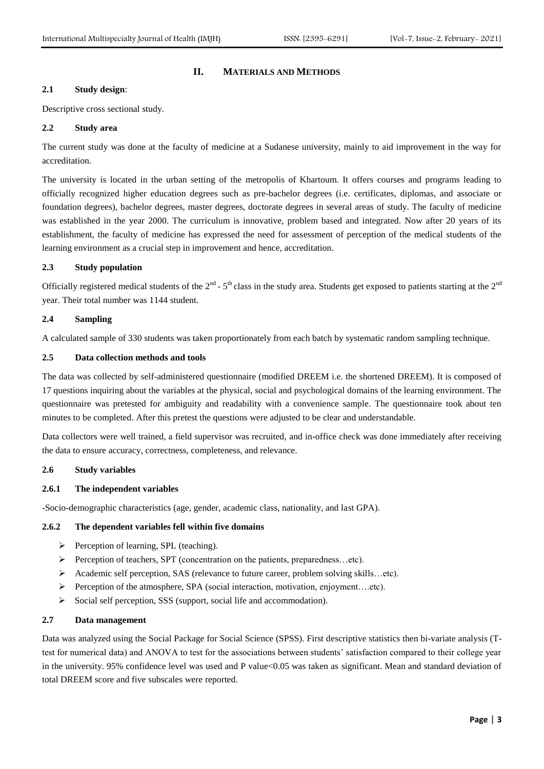## II. MATERIALS AND METHODS

### 2.1 Study design:

Descriptive cross sectional study.

### 2.2 Study area

The current study was done at the faculty of medicine at a Sudanese university, mainly to aid improvement in the way for accreditation.

The university is located in the urban setting of the metropolis of Khartoum. It offers courses and programs leading to officially recognized higher education degrees such as pre-bachelor degrees (i.e. certificates, diplomas, and associate or foundation degrees), bachelor degrees, master degrees, doctorate degrees in several areas of study. The faculty of medicine was established in the year 2000. The curriculum is innovative, problem based and integrated. Now after 20 years of its establishment, the faculty of medicine has expressed the need for assessment of perception of the medical students of the learning environment as a crucial step in improvement and hence, accreditation.

### 2.3 Study population

Officially registered medical students of the 2nd - 5th class in the study area. Students get exposed to patients starting at the 2nd year. Their total number was 1144 student.

### 2.4 Sampling

A calculated sample of 330 students was taken proportionately from each batch by systematic random sampling technique.

### 2.5 Data collection methods and tools

The data was collected by self-administered questionnaire (modified DREEM i.e. the shortened DREEM). It is composed of 17 questions inquiring about the variables at the physical, social and psychological domains of the learning environment. The questionnaire was pretested for ambiguity and readability with a convenience sample. The questionnaire took about ten minutes to be completed. After this pretest the questions were adjusted to be clear and understandable.

Data collectors were well trained, a field supervisor was recruited, and in-office check was done immediately after receiving the data to ensure accuracy, correctness, completeness, and relevance.

### 2.6 Study variables

#### 2.6.1 The independent variables

-Socio-demographic characteristics (age, gender, academic class, nationality, and last GPA).

#### 2.6.2 The dependent variables fell within five domains

- Perception of learning, SPL (teaching).
- Perception of teachers, SPT (concentration on the patients, preparedness…etc).
- Academic self perception, SAS (relevance to future career, problem solving skills…etc).
- Perception of the atmosphere, SPA (social interaction, motivation, enjoyment….etc).
- Social self perception, SSS (support, social life and accommodation).

### 2.7 Data management

Data was analyzed using the Social Package for Social Science (SPSS). First descriptive statistics then bi-variate analysis (T-test for numerical data) and ANOVA to test for the associations between students' satisfaction compared to their college year in the university. 95% confidence level was used and P value<0.05 was taken as significant. Mean and standard deviation of total DREEM score and five subscales were reported.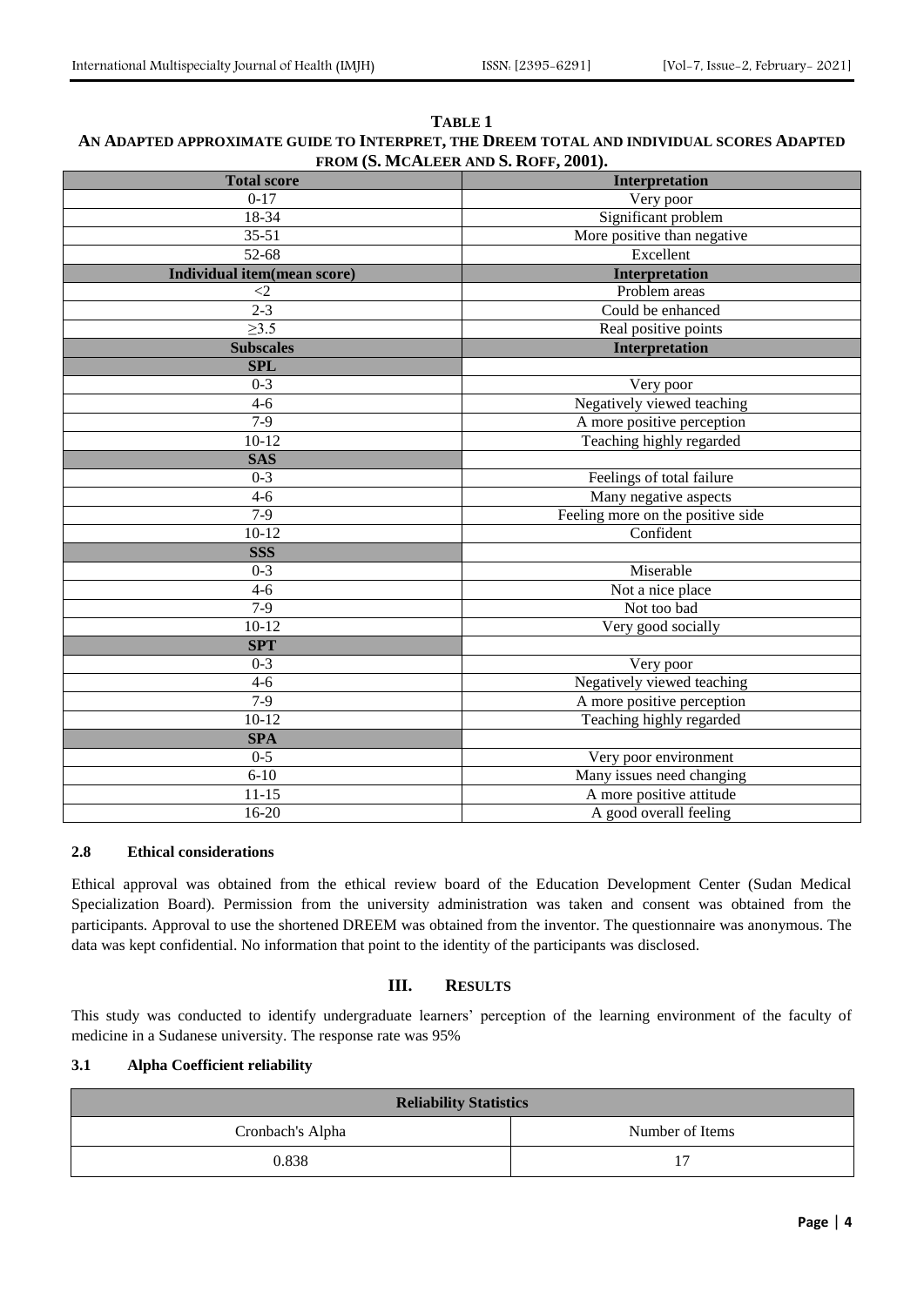**TABLE 1**

**AN ADAPTED APPROXIMATE GUIDE TO INTERPRET, THE DREEM TOTAL AND INDIVIDUAL SCORES ADAPTED FROM (S. MCALEER AND S. ROFF, 2001).**

| Total score | Interpretation |
|---|---|
| 0-17 | Very poor |
| 18-34 | Significant problem |
| 35-51 | More positive than negative |
| 52-68 | Excellent |
| **Individual item(mean score)** | **Interpretation** |
| <2 | Problem areas |
| 2-3 | Could be enhanced |
| ≥3.5 | Real positive points |
| **Subscales** | **Interpretation** |
| **SPL** | |
| 0-3 | Very poor |
| 4-6 | Negatively viewed teaching |
| 7-9 | A more positive perception |
| 10-12 | Teaching highly regarded |
| **SAS** | |
| 0-3 | Feelings of total failure |
| 4-6 | Many negative aspects |
| 7-9 | Feeling more on the positive side |
| 10-12 | Confident |
| **SSS** | |
| 0-3 | Miserable |
| 4-6 | Not a nice place |
| 7-9 | Not too bad |
| 10-12 | Very good socially |
| **SPT** | |
| 0-3 | Very poor |
| 4-6 | Negatively viewed teaching |
| 7-9 | A more positive perception |
| 10-12 | Teaching highly regarded |
| **SPA** | |
| 0-5 | Very poor environment |
| 6-10 | Many issues need changing |
| 11-15 | A more positive attitude |
| 16-20 | A good overall feeling |

### 2.8 Ethical considerations

Ethical approval was obtained from the ethical review board of the Education Development Center (Sudan Medical Specialization Board). Permission from the university administration was taken and consent was obtained from the participants. Approval to use the shortened DREEM was obtained from the inventor. The questionnaire was anonymous. The data was kept confidential. No information that point to the identity of the participants was disclosed.

## III. RESULTS

This study was conducted to identify undergraduate learners' perception of the learning environment of the faculty of medicine in a Sudanese university. The response rate was 95%

### 3.1 Alpha Coefficient reliability

| Reliability Statistics | |
|---|---|
| Cronbach's Alpha | Number of Items |
| 0.838 | 17 |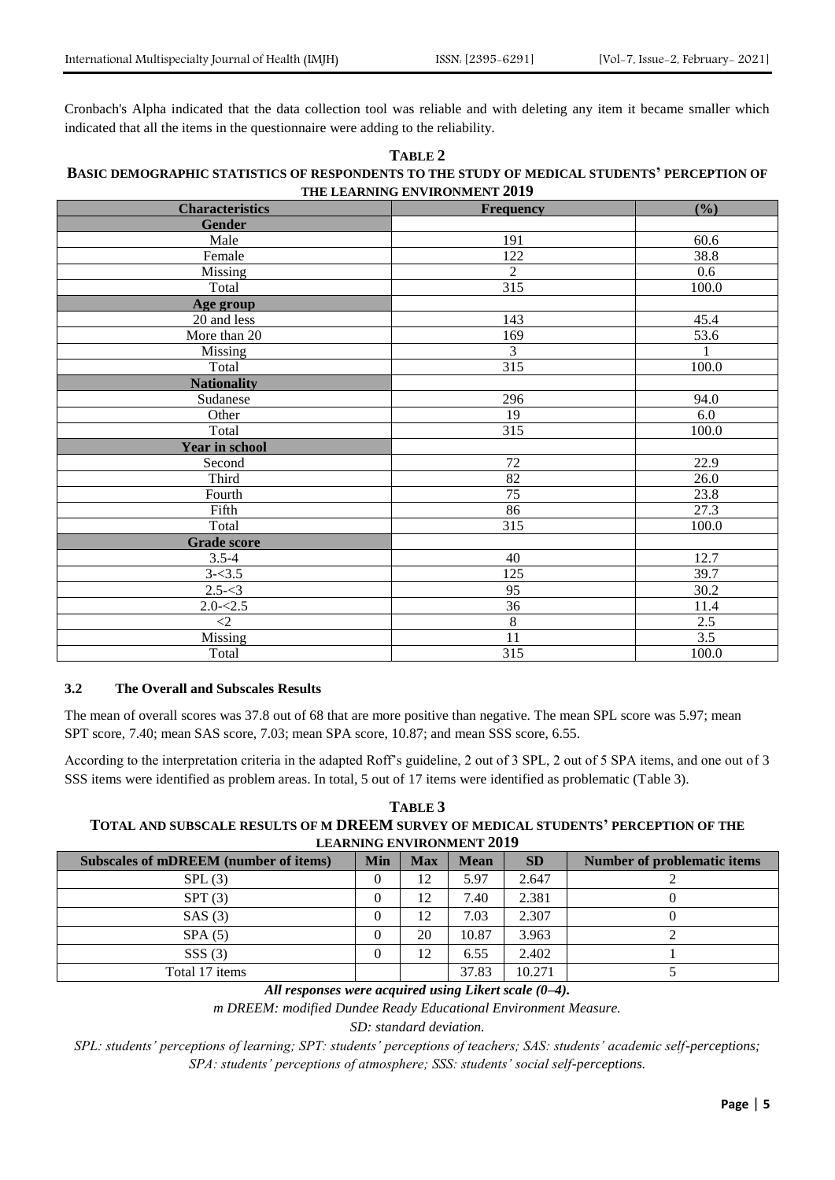Cronbach's Alpha indicated that the data collection tool was reliable and with deleting any item it became smaller which indicated that all the items in the questionnaire were adding to the reliability.

**TABLE 2**
**BASIC DEMOGRAPHIC STATISTICS OF RESPONDENTS TO THE STUDY OF MEDICAL STUDENTS' PERCEPTION OF THE LEARNING ENVIRONMENT 2019**

| Characteristics | Frequency | (%) |
|---|---|---|
| **Gender** | | |
| Male | 191 | 60.6 |
| Female | 122 | 38.8 |
| Missing | 2 | 0.6 |
| Total | 315 | 100.0 |
| **Age group** | | |
| 20 and less | 143 | 45.4 |
| More than 20 | 169 | 53.6 |
| Missing | 3 | 1 |
| Total | 315 | 100.0 |
| **Nationality** | | |
| Sudanese | 296 | 94.0 |
| Other | 19 | 6.0 |
| Total | 315 | 100.0 |
| **Year in school** | | |
| Second | 72 | 22.9 |
| Third | 82 | 26.0 |
| Fourth | 75 | 23.8 |
| Fifth | 86 | 27.3 |
| Total | 315 | 100.0 |
| **Grade score** | | |
| 3.5-4 | 40 | 12.7 |
| 3-<3.5 | 125 | 39.7 |
| 2.5-<3 | 95 | 30.2 |
| 2.0-<2.5 | 36 | 11.4 |
| <2 | 8 | 2.5 |
| Missing | 11 | 3.5 |
| Total | 315 | 100.0 |

### 3.2 The Overall and Subscales Results

The mean of overall scores was 37.8 out of 68 that are more positive than negative. The mean SPL score was 5.97; mean SPT score, 7.40; mean SAS score, 7.03; mean SPA score, 10.87; and mean SSS score, 6.55.

According to the interpretation criteria in the adapted Roff's guideline, 2 out of 3 SPL, 2 out of 5 SPA items, and one out of 3 SSS items were identified as problem areas. In total, 5 out of 17 items were identified as problematic (Table 3).

**TABLE 3**
**TOTAL AND SUBSCALE RESULTS OF M DREEM SURVEY OF MEDICAL STUDENTS' PERCEPTION OF THE LEARNING ENVIRONMENT 2019**

| Subscales of mDREEM (number of items) | Min | Max | Mean | SD | Number of problematic items |
|---|---|---|---|---|---|
| SPL (3) | 0 | 12 | 5.97 | 2.647 | 2 |
| SPT (3) | 0 | 12 | 7.40 | 2.381 | 0 |
| SAS (3) | 0 | 12 | 7.03 | 2.307 | 0 |
| SPA (5) | 0 | 20 | 10.87 | 3.963 | 2 |
| SSS (3) | 0 | 12 | 6.55 | 2.402 | 1 |
| Total 17 items | | | 37.83 | 10.271 | 5 |

***All responses were acquired using Likert scale (0–4).***

*m DREEM: modified Dundee Ready Educational Environment Measure.*

*SD: standard deviation.*

*SPL: students' perceptions of learning; SPT: students' perceptions of teachers; SAS: students' academic self-perceptions; SPA: students' perceptions of atmosphere; SSS: students' social self-perceptions.*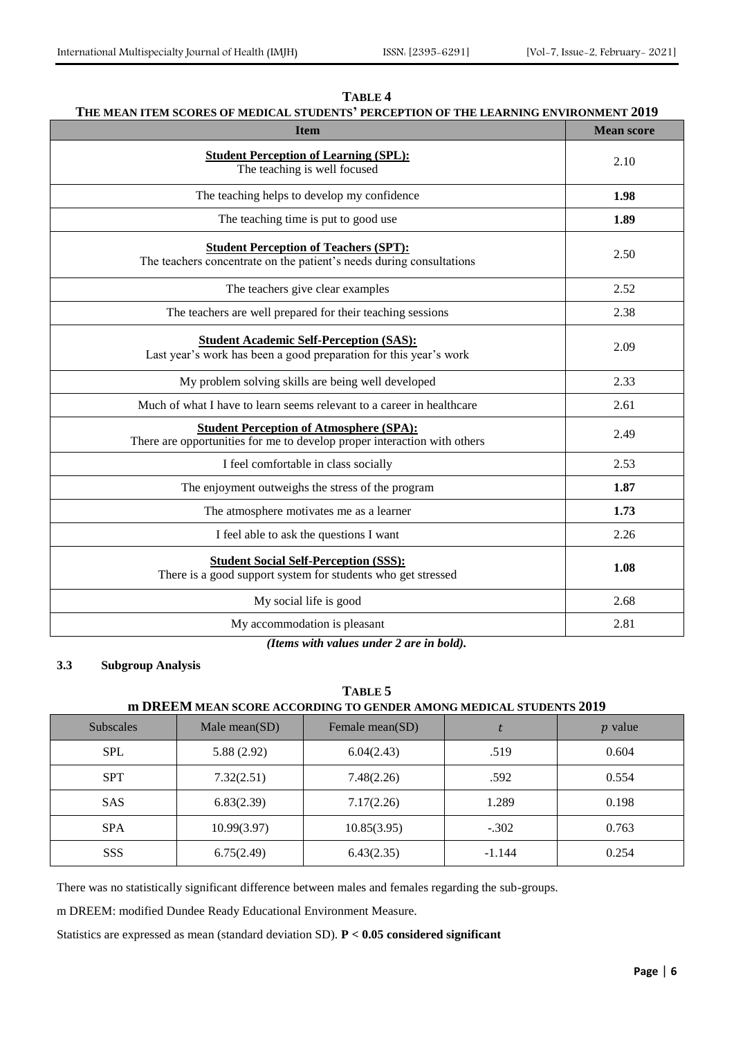**TABLE 4**

**THE MEAN ITEM SCORES OF MEDICAL STUDENTS' PERCEPTION OF THE LEARNING ENVIRONMENT 2019**

| Item | Mean score |
|---|---|
| **Student Perception of Learning (SPL):** The teaching is well focused | 2.10 |
| The teaching helps to develop my confidence | **1.98** |
| The teaching time is put to good use | **1.89** |
| **Student Perception of Teachers (SPT):** The teachers concentrate on the patient's needs during consultations | 2.50 |
| The teachers give clear examples | 2.52 |
| The teachers are well prepared for their teaching sessions | 2.38 |
| **Student Academic Self-Perception (SAS):** Last year's work has been a good preparation for this year's work | 2.09 |
| My problem solving skills are being well developed | 2.33 |
| Much of what I have to learn seems relevant to a career in healthcare | 2.61 |
| **Student Perception of Atmosphere (SPA):** There are opportunities for me to develop proper interaction with others | 2.49 |
| I feel comfortable in class socially | 2.53 |
| The enjoyment outweighs the stress of the program | **1.87** |
| The atmosphere motivates me as a learner | **1.73** |
| I feel able to ask the questions I want | 2.26 |
| **Student Social Self-Perception (SSS):** There is a good support system for students who get stressed | **1.08** |
| My social life is good | 2.68 |
| My accommodation is pleasant | 2.81 |

***(Items with values under 2 are in bold).***

### 3.3 Subgroup Analysis

**TABLE 5**

**m DREEM MEAN SCORE ACCORDING TO GENDER AMONG MEDICAL STUDENTS 2019**

| Subscales | Male mean(SD) | Female mean(SD) | $t$ | $p$ value |
|---|---|---|---|---|
| SPL | 5.88 (2.92) | 6.04(2.43) | .519 | 0.604 |
| SPT | 7.32(2.51) | 7.48(2.26) | .592 | 0.554 |
| SAS | 6.83(2.39) | 7.17(2.26) | 1.289 | 0.198 |
| SPA | 10.99(3.97) | 10.85(3.95) | -.302 | 0.763 |
| SSS | 6.75(2.49) | 6.43(2.35) | -1.144 | 0.254 |

There was no statistically significant difference between males and females regarding the sub-groups.

m DREEM: modified Dundee Ready Educational Environment Measure.

Statistics are expressed as mean (standard deviation SD). **$P < 0.05$ considered significant**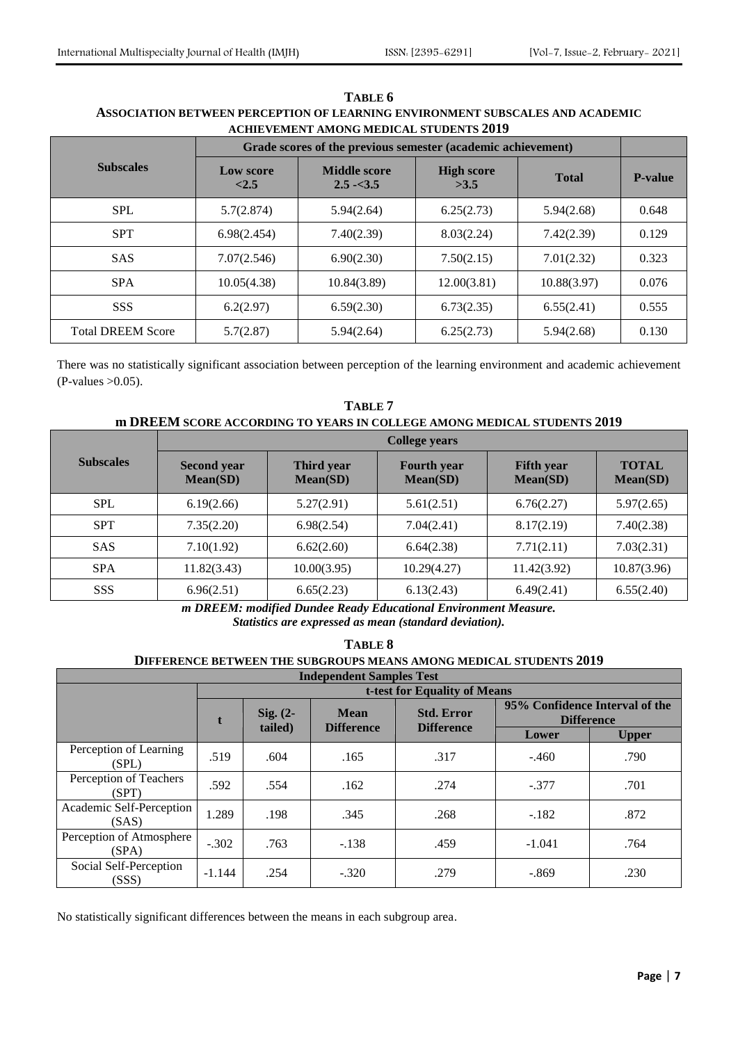**TABLE 6**

**ASSOCIATION BETWEEN PERCEPTION OF LEARNING ENVIRONMENT SUBSCALES AND ACADEMIC ACHIEVEMENT AMONG MEDICAL STUDENTS 2019**

| Subscales | Grade scores of the previous semester (academic achievement) | | | | |
|---|---|---|---|---|---|
| | Low score <2.5 | Middle score 2.5 -<3.5 | High score >3.5 | Total | P-value |
| SPL | 5.7(2.874) | 5.94(2.64) | 6.25(2.73) | 5.94(2.68) | 0.648 |
| SPT | 6.98(2.454) | 7.40(2.39) | 8.03(2.24) | 7.42(2.39) | 0.129 |
| SAS | 7.07(2.546) | 6.90(2.30) | 7.50(2.15) | 7.01(2.32) | 0.323 |
| SPA | 10.05(4.38) | 10.84(3.89) | 12.00(3.81) | 10.88(3.97) | 0.076 |
| SSS | 6.2(2.97) | 6.59(2.30) | 6.73(2.35) | 6.55(2.41) | 0.555 |
| Total DREEM Score | 5.7(2.87) | 5.94(2.64) | 6.25(2.73) | 5.94(2.68) | 0.130 |

There was no statistically significant association between perception of the learning environment and academic achievement (P-values >0.05).

**TABLE 7**

**m DREEM SCORE ACCORDING TO YEARS IN COLLEGE AMONG MEDICAL STUDENTS 2019**

| Subscales | College years | | | | |
|---|---|---|---|---|---|
| | Second year Mean(SD) | Third year Mean(SD) | Fourth year Mean(SD) | Fifth year Mean(SD) | TOTAL Mean(SD) |
| SPL | 6.19(2.66) | 5.27(2.91) | 5.61(2.51) | 6.76(2.27) | 5.97(2.65) |
| SPT | 7.35(2.20) | 6.98(2.54) | 7.04(2.41) | 8.17(2.19) | 7.40(2.38) |
| SAS | 7.10(1.92) | 6.62(2.60) | 6.64(2.38) | 7.71(2.11) | 7.03(2.31) |
| SPA | 11.82(3.43) | 10.00(3.95) | 10.29(4.27) | 11.42(3.92) | 10.87(3.96) |
| SSS | 6.96(2.51) | 6.65(2.23) | 6.13(2.43) | 6.49(2.41) | 6.55(2.40) |

*m DREEM: modified Dundee Ready Educational Environment Measure.*
*Statistics are expressed as mean (standard deviation).*

**TABLE 8**

**DIFFERENCE BETWEEN THE SUBGROUPS MEANS AMONG MEDICAL STUDENTS 2019**

| Independent Samples Test | | | | | | |
|---|---|---|---|---|---|---|
| | t-test for Equality of Means | | | | | |
| | t | Sig. (2-tailed) | Mean Difference | Std. Error Difference | 95% Confidence Interval of the Difference | |
| | | | | | Lower | Upper |
| Perception of Learning (SPL) | .519 | .604 | .165 | .317 | -.460 | .790 |
| Perception of Teachers (SPT) | .592 | .554 | .162 | .274 | -.377 | .701 |
| Academic Self-Perception (SAS) | 1.289 | .198 | .345 | .268 | -.182 | .872 |
| Perception of Atmosphere (SPA) | -.302 | .763 | -.138 | .459 | -1.041 | .764 |
| Social Self-Perception (SSS) | -1.144 | .254 | -.320 | .279 | -.869 | .230 |

No statistically significant differences between the means in each subgroup area.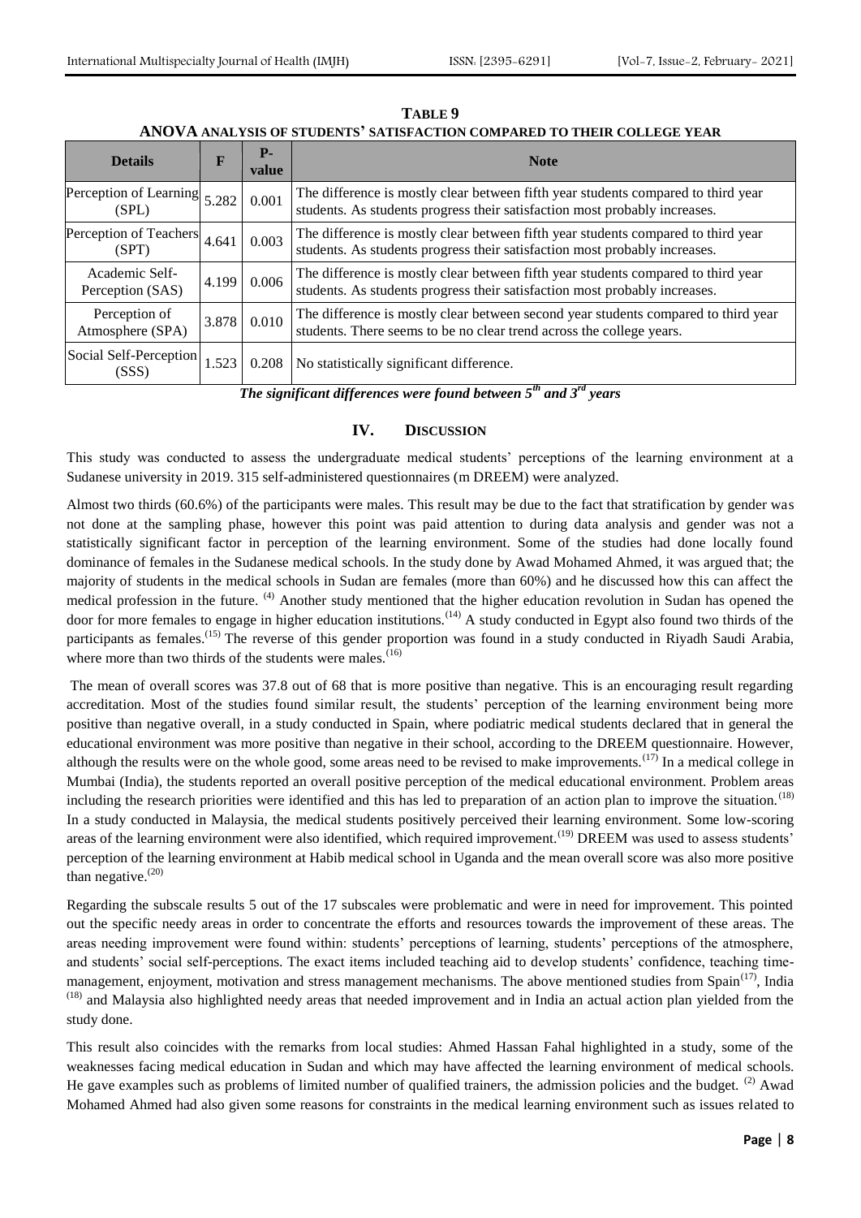**TABLE 9**

**ANOVA ANALYSIS OF STUDENTS' SATISFACTION COMPARED TO THEIR COLLEGE YEAR**

| Details | F | P-value | Note |
|---|---|---|---|
| Perception of Learning (SPL) | 5.282 | 0.001 | The difference is mostly clear between fifth year students compared to third year students. As students progress their satisfaction most probably increases. |
| Perception of Teachers (SPT) | 4.641 | 0.003 | The difference is mostly clear between fifth year students compared to third year students. As students progress their satisfaction most probably increases. |
| Academic Self-Perception (SAS) | 4.199 | 0.006 | The difference is mostly clear between fifth year students compared to third year students. As students progress their satisfaction most probably increases. |
| Perception of Atmosphere (SPA) | 3.878 | 0.010 | The difference is mostly clear between second year students compared to third year students. There seems to be no clear trend across the college years. |
| Social Self-Perception (SSS) | 1.523 | 0.208 | No statistically significant difference. |

***The significant differences were found between 5th and 3rd years***

## IV. DISCUSSION

This study was conducted to assess the undergraduate medical students' perceptions of the learning environment at a Sudanese university in 2019. 315 self-administered questionnaires (m DREEM) were analyzed.

Almost two thirds (60.6%) of the participants were males. This result may be due to the fact that stratification by gender was not done at the sampling phase, however this point was paid attention to during data analysis and gender was not a statistically significant factor in perception of the learning environment. Some of the studies had done locally found dominance of females in the Sudanese medical schools. In the study done by Awad Mohamed Ahmed, it was argued that; the majority of students in the medical schools in Sudan are females (more than 60%) and he discussed how this can affect the medical profession in the future. [4] Another study mentioned that the higher education revolution in Sudan has opened the door for more females to engage in higher education institutions.[14] A study conducted in Egypt also found two thirds of the participants as females.[15] The reverse of this gender proportion was found in a study conducted in Riyadh Saudi Arabia, where more than two thirds of the students were males.[16]

The mean of overall scores was 37.8 out of 68 that is more positive than negative. This is an encouraging result regarding accreditation. Most of the studies found similar result, the students' perception of the learning environment being more positive than negative overall, in a study conducted in Spain, where podiatric medical students declared that in general the educational environment was more positive than negative in their school, according to the DREEM questionnaire. However, although the results were on the whole good, some areas need to be revised to make improvements.[17] In a medical college in Mumbai (India), the students reported an overall positive perception of the medical educational environment. Problem areas including the research priorities were identified and this has led to preparation of an action plan to improve the situation.[18] In a study conducted in Malaysia, the medical students positively perceived their learning environment. Some low-scoring areas of the learning environment were also identified, which required improvement.[19] DREEM was used to assess students' perception of the learning environment at Habib medical school in Uganda and the mean overall score was also more positive than negative.[20]

Regarding the subscale results 5 out of the 17 subscales were problematic and were in need for improvement. This pointed out the specific needy areas in order to concentrate the efforts and resources towards the improvement of these areas. The areas needing improvement were found within: students' perceptions of learning, students' perceptions of the atmosphere, and students' social self-perceptions. The exact items included teaching aid to develop students' confidence, teaching time-management, enjoyment, motivation and stress management mechanisms. The above mentioned studies from Spain[17], India [18] and Malaysia also highlighted needy areas that needed improvement and in India an actual action plan yielded from the study done.

This result also coincides with the remarks from local studies: Ahmed Hassan Fahal highlighted in a study, some of the weaknesses facing medical education in Sudan and which may have affected the learning environment of medical schools. He gave examples such as problems of limited number of qualified trainers, the admission policies and the budget. [2] Awad Mohamed Ahmed had also given some reasons for constraints in the medical learning environment such as issues related to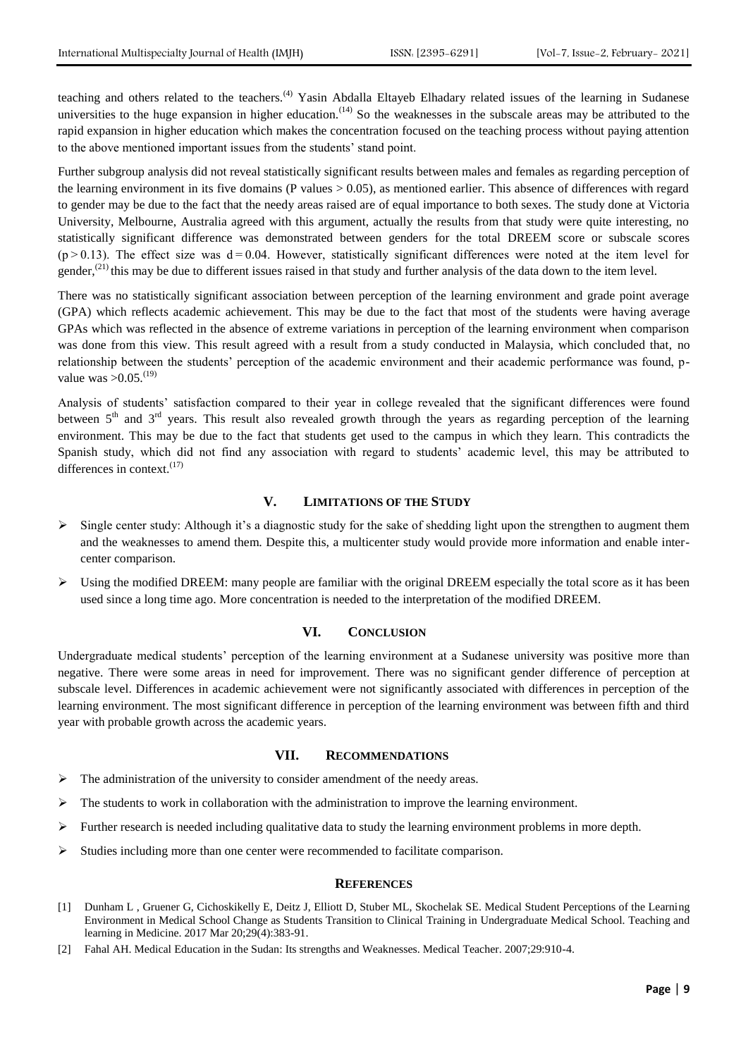teaching and others related to the teachers.[4] Yasin Abdalla Eltayeb Elhadary related issues of the learning in Sudanese universities to the huge expansion in higher education.[14] So the weaknesses in the subscale areas may be attributed to the rapid expansion in higher education which makes the concentration focused on the teaching process without paying attention to the above mentioned important issues from the students' stand point.

Further subgroup analysis did not reveal statistically significant results between males and females as regarding perception of the learning environment in its five domains (P values > 0.05), as mentioned earlier. This absence of differences with regard to gender may be due to the fact that the needy areas raised are of equal importance to both sexes. The study done at Victoria University, Melbourne, Australia agreed with this argument, actually the results from that study were quite interesting, no statistically significant difference was demonstrated between genders for the total DREEM score or subscale scores ($p > 0.13$). The effect size was $d = 0.04$. However, statistically significant differences were noted at the item level for gender,[21] this may be due to different issues raised in that study and further analysis of the data down to the item level.

There was no statistically significant association between perception of the learning environment and grade point average (GPA) which reflects academic achievement. This may be due to the fact that most of the students were having average GPAs which was reflected in the absence of extreme variations in perception of the learning environment when comparison was done from this view. This result agreed with a result from a study conducted in Malaysia, which concluded that, no relationship between the students' perception of the academic environment and their academic performance was found, p-value was >0.05.[19]

Analysis of students' satisfaction compared to their year in college revealed that the significant differences were found between 5th and 3rd years. This result also revealed growth through the years as regarding perception of the learning environment. This may be due to the fact that students get used to the campus in which they learn. This contradicts the Spanish study, which did not find any association with regard to students' academic level, this may be attributed to differences in context.[17]

## V. Limitations of the Study

- Single center study: Although it's a diagnostic study for the sake of shedding light upon the strengthen to augment them and the weaknesses to amend them. Despite this, a multicenter study would provide more information and enable inter-center comparison.
- Using the modified DREEM: many people are familiar with the original DREEM especially the total score as it has been used since a long time ago. More concentration is needed to the interpretation of the modified DREEM.

## VI. Conclusion

Undergraduate medical students' perception of the learning environment at a Sudanese university was positive more than negative. There were some areas in need for improvement. There was no significant gender difference of perception at subscale level. Differences in academic achievement were not significantly associated with differences in perception of the learning environment. The most significant difference in perception of the learning environment was between fifth and third year with probable growth across the academic years.

## VII. Recommendations

- The administration of the university to consider amendment of the needy areas.
- The students to work in collaboration with the administration to improve the learning environment.
- Further research is needed including qualitative data to study the learning environment problems in more depth.
- Studies including more than one center were recommended to facilitate comparison.

## References

[1] Dunham L , Gruener G, Cichoskikelly E, Deitz J, Elliott D, Stuber ML, Skochelak SE. Medical Student Perceptions of the Learning Environment in Medical School Change as Students Transition to Clinical Training in Undergraduate Medical School. Teaching and learning in Medicine. 2017 Mar 20;29(4):383-91.

[2] Fahal AH. Medical Education in the Sudan: Its strengths and Weaknesses. Medical Teacher. 2007;29:910-4.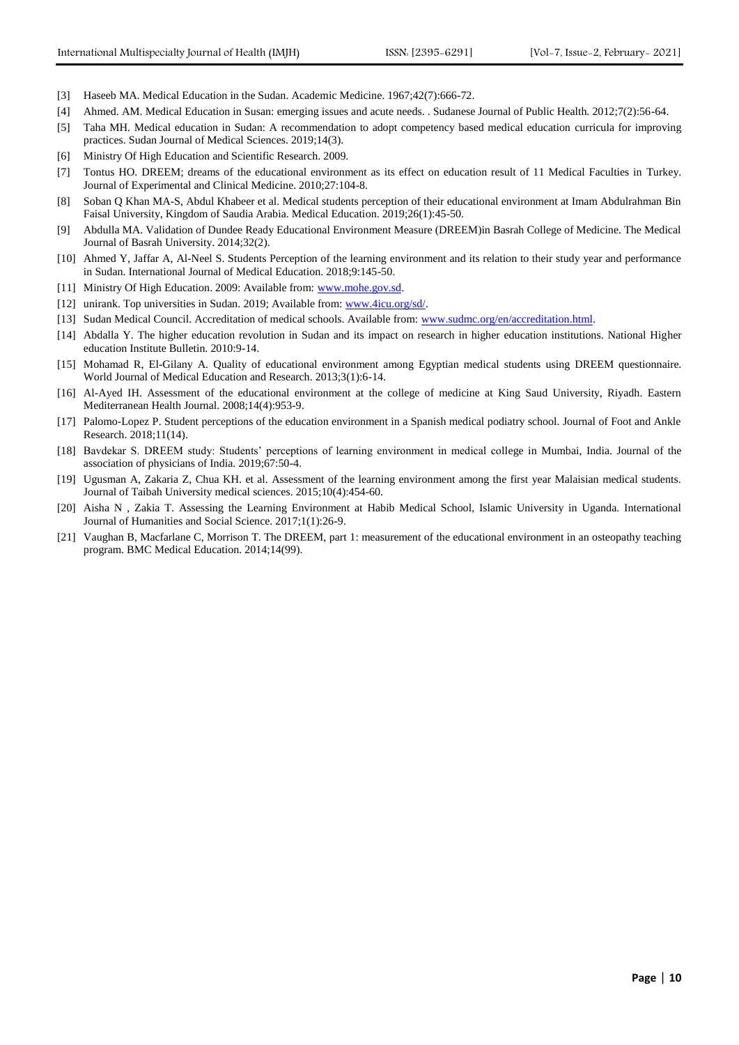[3] Haseeb MA. Medical Education in the Sudan. Academic Medicine. 1967;42(7):666-72.

[4] Ahmed. AM. Medical Education in Susan: emerging issues and acute needs. . Sudanese Journal of Public Health. 2012;7(2):56-64.

[5] Taha MH. Medical education in Sudan: A recommendation to adopt competency based medical education curricula for improving practices. Sudan Journal of Medical Sciences. 2019;14(3).

[6] Ministry Of High Education and Scientific Research. 2009.

[7] Tontus HO. DREEM; dreams of the educational environment as its effect on education result of 11 Medical Faculties in Turkey. Journal of Experimental and Clinical Medicine. 2010;27:104-8.

[8] Soban Q Khan MA-S, Abdul Khabeer et al. Medical students perception of their educational environment at Imam Abdulrahman Bin Faisal University, Kingdom of Saudia Arabia. Medical Education. 2019;26(1):45-50.

[9] Abdulla MA. Validation of Dundee Ready Educational Environment Measure (DREEM)in Basrah College of Medicine. The Medical Journal of Basrah University. 2014;32(2).

[10] Ahmed Y, Jaffar A, Al-Neel S. Students Perception of the learning environment and its relation to their study year and performance in Sudan. International Journal of Medical Education. 2018;9:145-50.

[11] Ministry Of High Education. 2009: Available from: www.mohe.gov.sd.

[12] unirank. Top universities in Sudan. 2019; Available from: www.4icu.org/sd/.

[13] Sudan Medical Council. Accreditation of medical schools. Available from: www.sudmc.org/en/accreditation.html.

[14] Abdalla Y. The higher education revolution in Sudan and its impact on research in higher education institutions. National Higher education Institute Bulletin. 2010:9-14.

[15] Mohamad R, El-Gilany A. Quality of educational environment among Egyptian medical students using DREEM questionnaire. World Journal of Medical Education and Research. 2013;3(1):6-14.

[16] Al-Ayed IH. Assessment of the educational environment at the college of medicine at King Saud University, Riyadh. Eastern Mediterranean Health Journal. 2008;14(4):953-9.

[17] Palomo-Lopez P. Student perceptions of the education environment in a Spanish medical podiatry school. Journal of Foot and Ankle Research. 2018;11(14).

[18] Bavdekar S. DREEM study: Students' perceptions of learning environment in medical college in Mumbai, India. Journal of the association of physicians of India. 2019;67:50-4.

[19] Ugusman A, Zakaria Z, Chua KH. et al. Assessment of the learning environment among the first year Malaisian medical students. Journal of Taibah University medical sciences. 2015;10(4):454-60.

[20] Aisha N , Zakia T. Assessing the Learning Environment at Habib Medical School, Islamic University in Uganda. International Journal of Humanities and Social Science. 2017;1(1):26-9.

[21] Vaughan B, Macfarlane C, Morrison T. The DREEM, part 1: measurement of the educational environment in an osteopathy teaching program. BMC Medical Education. 2014;14(99).